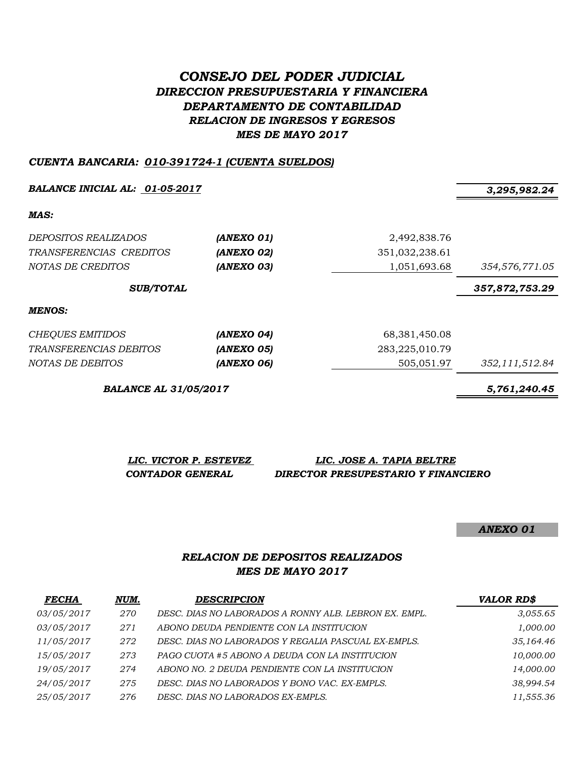# *CONSEJO DEL PODER JUDICIAL*
## *DIRECCION PRESUPUESTARIA Y FINANCIERA*
## *DEPARTAMENTO DE CONTABILIDAD*
## *RELACION DE INGRESOS Y EGRESOS*
## *MES DE MAYO 2017*

***CUENTA BANCARIA: 010-391724-1 (CUENTA SUELDOS)***

| | | | |
|---|---|---|---|
| ***BALANCE INICIAL AL: 01-05-2017*** | | | ***3,295,982.24*** |
| ***MAS:*** | | | |
| *DEPOSITOS REALIZADOS* | ***(ANEXO 01)*** | 2,492,838.76 | |
| *TRANSFERENCIAS CREDITOS* | ***(ANEXO 02)*** | 351,032,238.61 | |
| *NOTAS DE CREDITOS* | ***(ANEXO 03)*** | 1,051,693.68 | *354,576,771.05* |
| ***SUB/TOTAL*** | | | ***357,872,753.29*** |
| ***MENOS:*** | | | |
| *CHEQUES EMITIDOS* | ***(ANEXO 04)*** | 68,381,450.08 | |
| *TRANSFERENCIAS DEBITOS* | ***(ANEXO 05)*** | 283,225,010.79 | |
| *NOTAS DE DEBITOS* | ***(ANEXO 06)*** | 505,051.97 | *352,111,512.84* |
| ***BALANCE AL 31/05/2017*** | | | ***5,761,240.45*** |

| | |
|---|---|
| ***LIC. VICTOR P. ESTEVEZ*** | ***LIC. JOSE A. TAPIA BELTRE*** |
| ***CONTADOR GENERAL*** | ***DIRECTOR PRESUPESTARIO Y FINANCIERO*** |

***ANEXO 01***

## *RELACION DE DEPOSITOS REALIZADOS*
## *MES DE MAYO 2017*

| ***FECHA*** | ***NUM.*** | ***DESCRIPCION*** | ***VALOR RD$*** |
|---|---|---|---|
| *03/05/2017* | *270* | *DESC. DIAS NO LABORADOS A RONNY ALB. LEBRON EX. EMPL.* | *3,055.65* |
| *03/05/2017* | *271* | *ABONO DEUDA PENDIENTE CON LA INSTITUCION* | *1,000.00* |
| *11/05/2017* | *272* | *DESC. DIAS NO LABORADOS Y REGALIA PASCUAL EX-EMPLS.* | *35,164.46* |
| *15/05/2017* | *273* | *PAGO CUOTA #5 ABONO A DEUDA CON LA INSTITUCION* | *10,000.00* |
| *19/05/2017* | *274* | *ABONO NO. 2 DEUDA PENDIENTE CON LA INSTITUCION* | *14,000.00* |
| *24/05/2017* | *275* | *DESC. DIAS NO LABORADOS Y BONO VAC. EX-EMPLS.* | *38,994.54* |
| *25/05/2017* | *276* | *DESC. DIAS NO LABORADOS EX-EMPLS.* | *11,555.36* |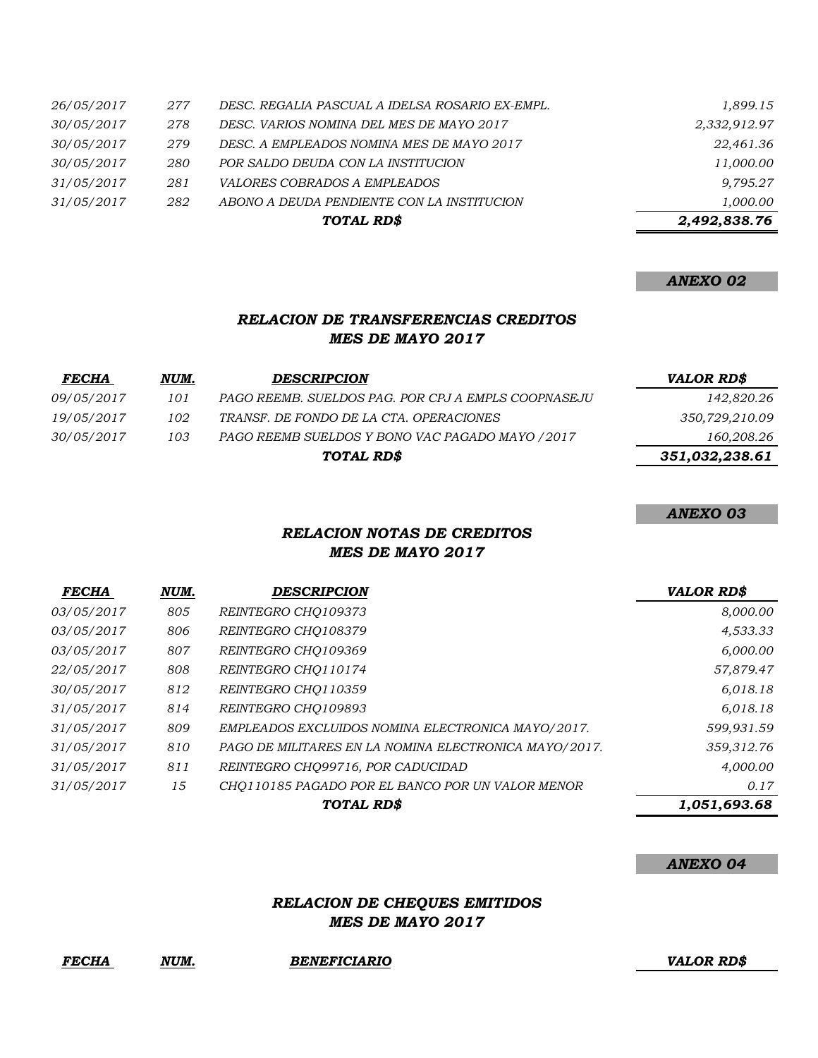| | | | |
|---|---|---|---|
| 26/05/2017 | 277 | DESC. REGALIA PASCUAL A IDELSA ROSARIO EX-EMPL. | 1,899.15 |
| 30/05/2017 | 278 | DESC. VARIOS NOMINA DEL MES DE MAYO 2017 | 2,332,912.97 |
| 30/05/2017 | 279 | DESC. A EMPLEADOS NOMINA MES DE MAYO 2017 | 22,461.36 |
| 30/05/2017 | 280 | POR SALDO DEUDA CON LA INSTITUCION | 11,000.00 |
| 31/05/2017 | 281 | VALORES COBRADOS A EMPLEADOS | 9,795.27 |
| 31/05/2017 | 282 | ABONO A DEUDA PENDIENTE CON LA INSTITUCION | 1,000.00 |
| | | **TOTAL RD$** | **2,492,838.76** |

***ANEXO 02***

## *RELACION DE TRANSFERENCIAS CREDITOS*
## *MES DE MAYO 2017*

| FECHA | NUM. | DESCRIPCION | VALOR RD$ |
|---|---|---|---|
| 09/05/2017 | 101 | PAGO REEMB. SUELDOS PAG. POR CPJ A EMPLS COOPNASEJU | 142,820.26 |
| 19/05/2017 | 102 | TRANSF. DE FONDO DE LA CTA. OPERACIONES | 350,729,210.09 |
| 30/05/2017 | 103 | PAGO REEMB SUELDOS Y BONO VAC PAGADO MAYO /2017 | 160,208.26 |
| | | **TOTAL RD$** | **351,032,238.61** |

***ANEXO 03***

## *RELACION NOTAS DE CREDITOS*
## *MES DE MAYO 2017*

| FECHA | NUM. | DESCRIPCION | VALOR RD$ |
|---|---|---|---|
| 03/05/2017 | 805 | REINTEGRO CHQ109373 | 8,000.00 |
| 03/05/2017 | 806 | REINTEGRO CHQ108379 | 4,533.33 |
| 03/05/2017 | 807 | REINTEGRO CHQ109369 | 6,000.00 |
| 22/05/2017 | 808 | REINTEGRO CHQ110174 | 57,879.47 |
| 30/05/2017 | 812 | REINTEGRO CHQ110359 | 6,018.18 |
| 31/05/2017 | 814 | REINTEGRO CHQ109893 | 6,018.18 |
| 31/05/2017 | 809 | EMPLEADOS EXCLUIDOS NOMINA ELECTRONICA MAYO/2017. | 599,931.59 |
| 31/05/2017 | 810 | PAGO DE MILITARES EN LA NOMINA ELECTRONICA MAYO/2017. | 359,312.76 |
| 31/05/2017 | 811 | REINTEGRO CHQ99716, POR CADUCIDAD | 4,000.00 |
| 31/05/2017 | 15 | CHQ110185 PAGADO POR EL BANCO POR UN VALOR MENOR | 0.17 |
| | | **TOTAL RD$** | **1,051,693.68** |

***ANEXO 04***

## *RELACION DE CHEQUES EMITIDOS*
## *MES DE MAYO 2017*

| FECHA | NUM. | BENEFICIARIO | VALOR RD$ |
|---|---|---|---|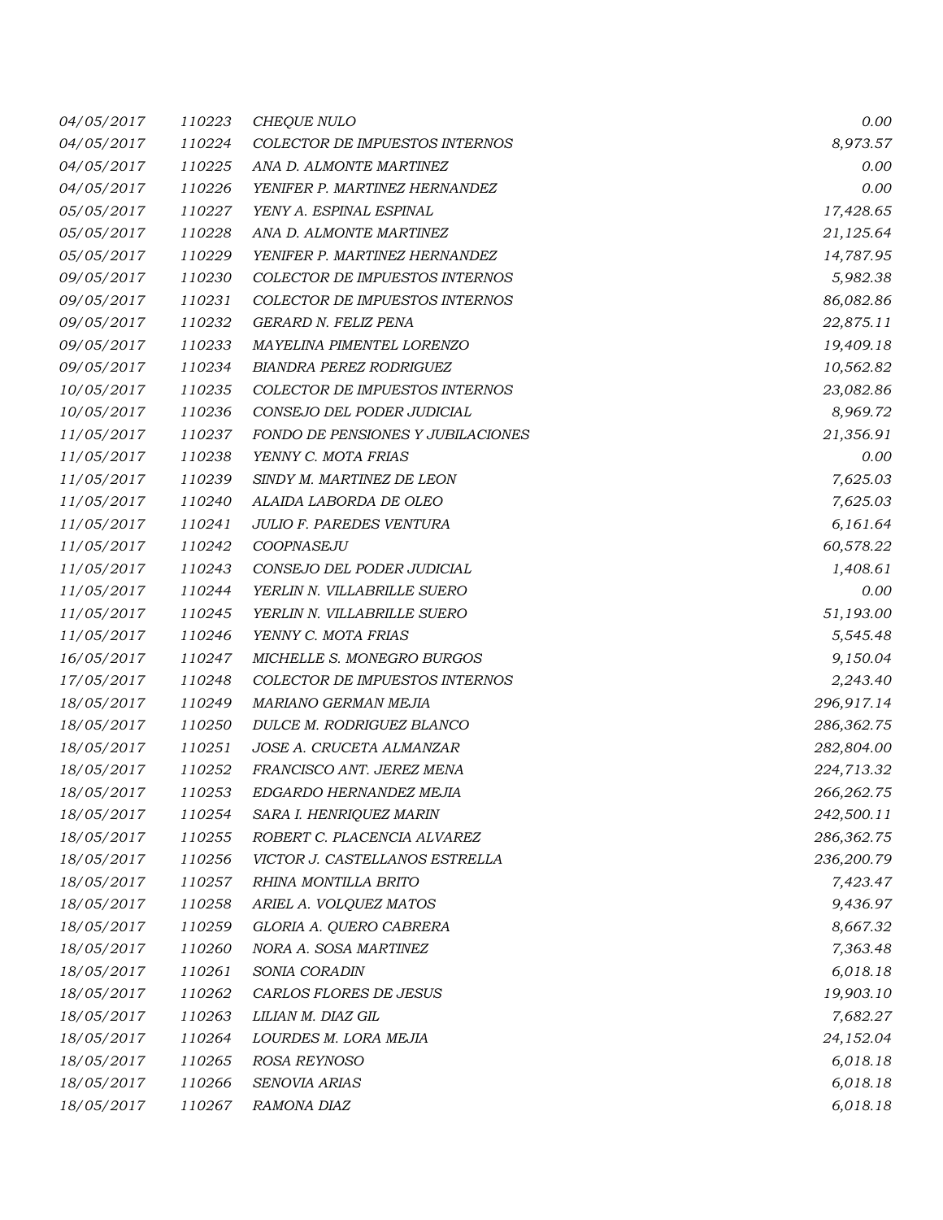| | | | |
|---|---|---|---|
| *04/05/2017* | *110223* | *CHEQUE NULO* | *0.00* |
| *04/05/2017* | *110224* | *COLECTOR DE IMPUESTOS INTERNOS* | *8,973.57* |
| *04/05/2017* | *110225* | *ANA D. ALMONTE MARTINEZ* | *0.00* |
| *04/05/2017* | *110226* | *YENIFER P. MARTINEZ HERNANDEZ* | *0.00* |
| *05/05/2017* | *110227* | *YENY A. ESPINAL ESPINAL* | *17,428.65* |
| *05/05/2017* | *110228* | *ANA D. ALMONTE MARTINEZ* | *21,125.64* |
| *05/05/2017* | *110229* | *YENIFER P. MARTINEZ HERNANDEZ* | *14,787.95* |
| *09/05/2017* | *110230* | *COLECTOR DE IMPUESTOS INTERNOS* | *5,982.38* |
| *09/05/2017* | *110231* | *COLECTOR DE IMPUESTOS INTERNOS* | *86,082.86* |
| *09/05/2017* | *110232* | *GERARD N. FELIZ PENA* | *22,875.11* |
| *09/05/2017* | *110233* | *MAYELINA PIMENTEL LORENZO* | *19,409.18* |
| *09/05/2017* | *110234* | *BIANDRA PEREZ RODRIGUEZ* | *10,562.82* |
| *10/05/2017* | *110235* | *COLECTOR DE IMPUESTOS INTERNOS* | *23,082.86* |
| *10/05/2017* | *110236* | *CONSEJO DEL PODER JUDICIAL* | *8,969.72* |
| *11/05/2017* | *110237* | *FONDO DE PENSIONES Y JUBILACIONES* | *21,356.91* |
| *11/05/2017* | *110238* | *YENNY C. MOTA FRIAS* | *0.00* |
| *11/05/2017* | *110239* | *SINDY M. MARTINEZ DE LEON* | *7,625.03* |
| *11/05/2017* | *110240* | *ALAIDA LABORDA DE OLEO* | *7,625.03* |
| *11/05/2017* | *110241* | *JULIO F. PAREDES VENTURA* | *6,161.64* |
| *11/05/2017* | *110242* | *COOPNASEJU* | *60,578.22* |
| *11/05/2017* | *110243* | *CONSEJO DEL PODER JUDICIAL* | *1,408.61* |
| *11/05/2017* | *110244* | *YERLIN N. VILLABRILLE SUERO* | *0.00* |
| *11/05/2017* | *110245* | *YERLIN N. VILLABRILLE SUERO* | *51,193.00* |
| *11/05/2017* | *110246* | *YENNY C. MOTA FRIAS* | *5,545.48* |
| *16/05/2017* | *110247* | *MICHELLE S. MONEGRO BURGOS* | *9,150.04* |
| *17/05/2017* | *110248* | *COLECTOR DE IMPUESTOS INTERNOS* | *2,243.40* |
| *18/05/2017* | *110249* | *MARIANO GERMAN MEJIA* | *296,917.14* |
| *18/05/2017* | *110250* | *DULCE M. RODRIGUEZ BLANCO* | *286,362.75* |
| *18/05/2017* | *110251* | *JOSE A. CRUCETA ALMANZAR* | *282,804.00* |
| *18/05/2017* | *110252* | *FRANCISCO ANT. JEREZ MENA* | *224,713.32* |
| *18/05/2017* | *110253* | *EDGARDO HERNANDEZ MEJIA* | *266,262.75* |
| *18/05/2017* | *110254* | *SARA I. HENRIQUEZ MARIN* | *242,500.11* |
| *18/05/2017* | *110255* | *ROBERT C. PLACENCIA ALVAREZ* | *286,362.75* |
| *18/05/2017* | *110256* | *VICTOR J. CASTELLANOS ESTRELLA* | *236,200.79* |
| *18/05/2017* | *110257* | *RHINA MONTILLA BRITO* | *7,423.47* |
| *18/05/2017* | *110258* | *ARIEL A. VOLQUEZ MATOS* | *9,436.97* |
| *18/05/2017* | *110259* | *GLORIA A. QUERO CABRERA* | *8,667.32* |
| *18/05/2017* | *110260* | *NORA A. SOSA MARTINEZ* | *7,363.48* |
| *18/05/2017* | *110261* | *SONIA CORADIN* | *6,018.18* |
| *18/05/2017* | *110262* | *CARLOS FLORES DE JESUS* | *19,903.10* |
| *18/05/2017* | *110263* | *LILIAN M. DIAZ GIL* | *7,682.27* |
| *18/05/2017* | *110264* | *LOURDES M. LORA MEJIA* | *24,152.04* |
| *18/05/2017* | *110265* | *ROSA REYNOSO* | *6,018.18* |
| *18/05/2017* | *110266* | *SENOVIA ARIAS* | *6,018.18* |
| *18/05/2017* | *110267* | *RAMONA DIAZ* | *6,018.18* |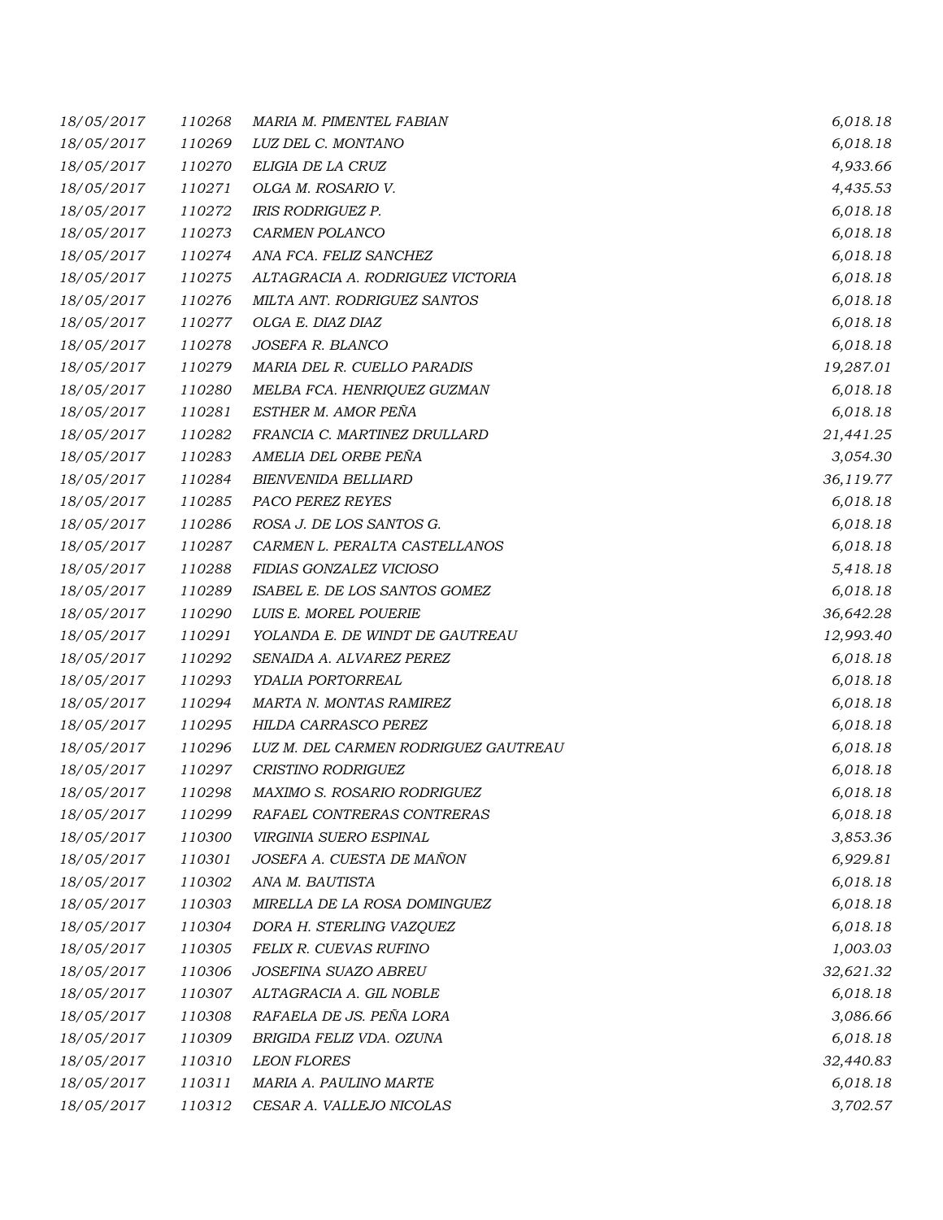| | | | |
|---|---|---|---|
| 18/05/2017 | 110268 | MARIA M. PIMENTEL FABIAN | 6,018.18 |
| 18/05/2017 | 110269 | LUZ DEL C. MONTANO | 6,018.18 |
| 18/05/2017 | 110270 | ELIGIA DE LA CRUZ | 4,933.66 |
| 18/05/2017 | 110271 | OLGA M. ROSARIO V. | 4,435.53 |
| 18/05/2017 | 110272 | IRIS RODRIGUEZ P. | 6,018.18 |
| 18/05/2017 | 110273 | CARMEN POLANCO | 6,018.18 |
| 18/05/2017 | 110274 | ANA FCA. FELIZ SANCHEZ | 6,018.18 |
| 18/05/2017 | 110275 | ALTAGRACIA A. RODRIGUEZ VICTORIA | 6,018.18 |
| 18/05/2017 | 110276 | MILTA ANT. RODRIGUEZ SANTOS | 6,018.18 |
| 18/05/2017 | 110277 | OLGA E. DIAZ DIAZ | 6,018.18 |
| 18/05/2017 | 110278 | JOSEFA R. BLANCO | 6,018.18 |
| 18/05/2017 | 110279 | MARIA DEL R. CUELLO PARADIS | 19,287.01 |
| 18/05/2017 | 110280 | MELBA FCA. HENRIQUEZ GUZMAN | 6,018.18 |
| 18/05/2017 | 110281 | ESTHER M. AMOR PEÑA | 6,018.18 |
| 18/05/2017 | 110282 | FRANCIA C. MARTINEZ DRULLARD | 21,441.25 |
| 18/05/2017 | 110283 | AMELIA DEL ORBE PEÑA | 3,054.30 |
| 18/05/2017 | 110284 | BIENVENIDA BELLIARD | 36,119.77 |
| 18/05/2017 | 110285 | PACO PEREZ REYES | 6,018.18 |
| 18/05/2017 | 110286 | ROSA J. DE LOS SANTOS G. | 6,018.18 |
| 18/05/2017 | 110287 | CARMEN L. PERALTA CASTELLANOS | 6,018.18 |
| 18/05/2017 | 110288 | FIDIAS GONZALEZ VICIOSO | 5,418.18 |
| 18/05/2017 | 110289 | ISABEL E. DE LOS SANTOS GOMEZ | 6,018.18 |
| 18/05/2017 | 110290 | LUIS E. MOREL POUERIE | 36,642.28 |
| 18/05/2017 | 110291 | YOLANDA E. DE WINDT DE GAUTREAU | 12,993.40 |
| 18/05/2017 | 110292 | SENAIDA A. ALVAREZ PEREZ | 6,018.18 |
| 18/05/2017 | 110293 | YDALIA PORTORREAL | 6,018.18 |
| 18/05/2017 | 110294 | MARTA N. MONTAS RAMIREZ | 6,018.18 |
| 18/05/2017 | 110295 | HILDA CARRASCO PEREZ | 6,018.18 |
| 18/05/2017 | 110296 | LUZ M. DEL CARMEN RODRIGUEZ GAUTREAU | 6,018.18 |
| 18/05/2017 | 110297 | CRISTINO RODRIGUEZ | 6,018.18 |
| 18/05/2017 | 110298 | MAXIMO S. ROSARIO RODRIGUEZ | 6,018.18 |
| 18/05/2017 | 110299 | RAFAEL CONTRERAS CONTRERAS | 6,018.18 |
| 18/05/2017 | 110300 | VIRGINIA SUERO ESPINAL | 3,853.36 |
| 18/05/2017 | 110301 | JOSEFA A. CUESTA DE MAÑON | 6,929.81 |
| 18/05/2017 | 110302 | ANA M. BAUTISTA | 6,018.18 |
| 18/05/2017 | 110303 | MIRELLA DE LA ROSA DOMINGUEZ | 6,018.18 |
| 18/05/2017 | 110304 | DORA H. STERLING VAZQUEZ | 6,018.18 |
| 18/05/2017 | 110305 | FELIX R. CUEVAS RUFINO | 1,003.03 |
| 18/05/2017 | 110306 | JOSEFINA SUAZO ABREU | 32,621.32 |
| 18/05/2017 | 110307 | ALTAGRACIA A. GIL NOBLE | 6,018.18 |
| 18/05/2017 | 110308 | RAFAELA DE JS. PEÑA LORA | 3,086.66 |
| 18/05/2017 | 110309 | BRIGIDA FELIZ VDA. OZUNA | 6,018.18 |
| 18/05/2017 | 110310 | LEON FLORES | 32,440.83 |
| 18/05/2017 | 110311 | MARIA A. PAULINO MARTE | 6,018.18 |
| 18/05/2017 | 110312 | CESAR A. VALLEJO NICOLAS | 3,702.57 |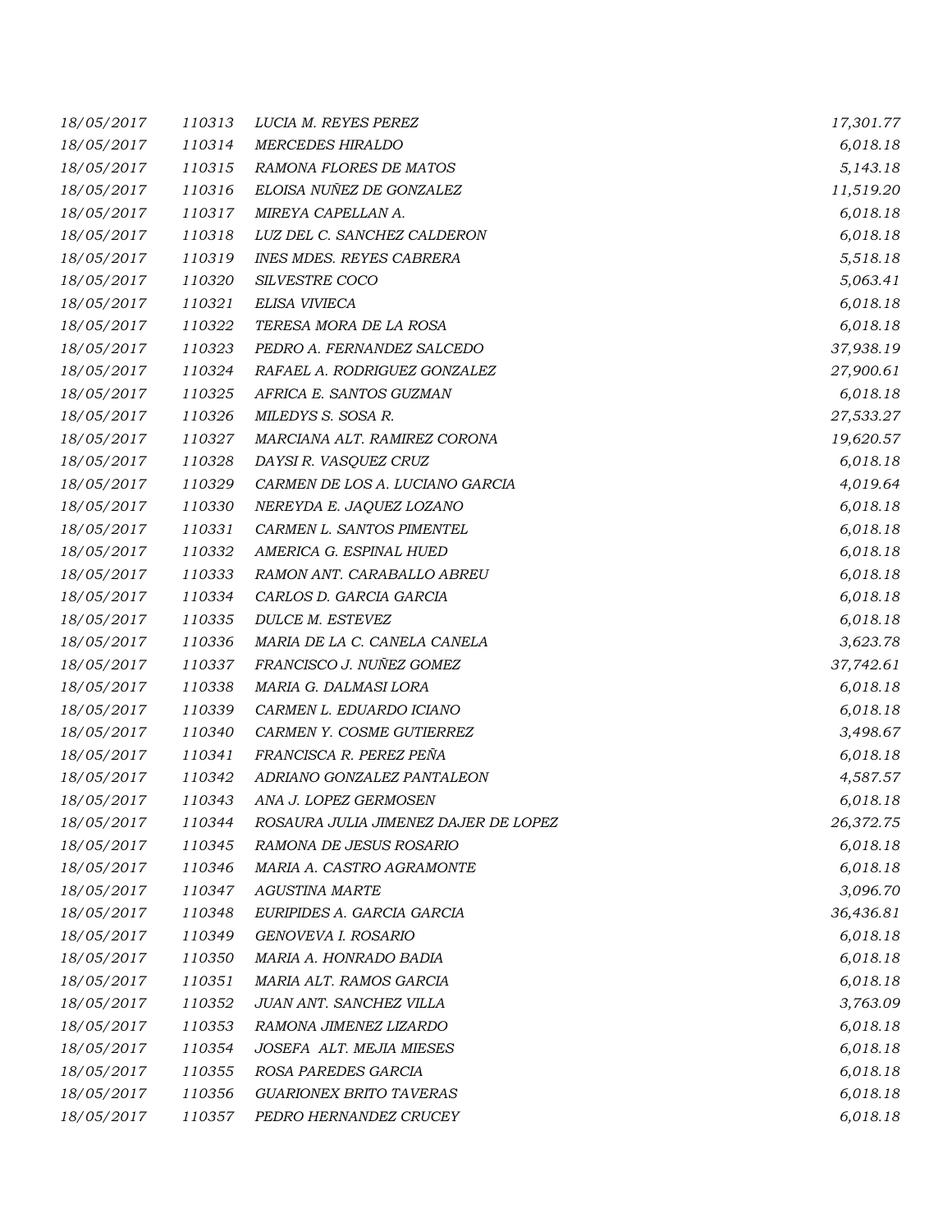| | | | |
|---|---|---|---|
| 18/05/2017 | 110313 | LUCIA M. REYES PEREZ | 17,301.77 |
| 18/05/2017 | 110314 | MERCEDES HIRALDO | 6,018.18 |
| 18/05/2017 | 110315 | RAMONA FLORES DE MATOS | 5,143.18 |
| 18/05/2017 | 110316 | ELOISA NUÑEZ DE GONZALEZ | 11,519.20 |
| 18/05/2017 | 110317 | MIREYA CAPELLAN A. | 6,018.18 |
| 18/05/2017 | 110318 | LUZ DEL C. SANCHEZ CALDERON | 6,018.18 |
| 18/05/2017 | 110319 | INES MDES. REYES CABRERA | 5,518.18 |
| 18/05/2017 | 110320 | SILVESTRE COCO | 5,063.41 |
| 18/05/2017 | 110321 | ELISA VIVIECA | 6,018.18 |
| 18/05/2017 | 110322 | TERESA MORA DE LA ROSA | 6,018.18 |
| 18/05/2017 | 110323 | PEDRO A. FERNANDEZ SALCEDO | 37,938.19 |
| 18/05/2017 | 110324 | RAFAEL A. RODRIGUEZ GONZALEZ | 27,900.61 |
| 18/05/2017 | 110325 | AFRICA E. SANTOS GUZMAN | 6,018.18 |
| 18/05/2017 | 110326 | MILEDYS S. SOSA R. | 27,533.27 |
| 18/05/2017 | 110327 | MARCIANA ALT. RAMIREZ CORONA | 19,620.57 |
| 18/05/2017 | 110328 | DAYSI R. VASQUEZ CRUZ | 6,018.18 |
| 18/05/2017 | 110329 | CARMEN DE LOS A. LUCIANO GARCIA | 4,019.64 |
| 18/05/2017 | 110330 | NEREYDA E. JAQUEZ LOZANO | 6,018.18 |
| 18/05/2017 | 110331 | CARMEN L. SANTOS PIMENTEL | 6,018.18 |
| 18/05/2017 | 110332 | AMERICA G. ESPINAL HUED | 6,018.18 |
| 18/05/2017 | 110333 | RAMON ANT. CARABALLO ABREU | 6,018.18 |
| 18/05/2017 | 110334 | CARLOS D. GARCIA GARCIA | 6,018.18 |
| 18/05/2017 | 110335 | DULCE M. ESTEVEZ | 6,018.18 |
| 18/05/2017 | 110336 | MARIA DE LA C. CANELA CANELA | 3,623.78 |
| 18/05/2017 | 110337 | FRANCISCO J. NUÑEZ GOMEZ | 37,742.61 |
| 18/05/2017 | 110338 | MARIA G. DALMASI LORA | 6,018.18 |
| 18/05/2017 | 110339 | CARMEN L. EDUARDO ICIANO | 6,018.18 |
| 18/05/2017 | 110340 | CARMEN Y. COSME GUTIERREZ | 3,498.67 |
| 18/05/2017 | 110341 | FRANCISCA R. PEREZ PEÑA | 6,018.18 |
| 18/05/2017 | 110342 | ADRIANO GONZALEZ PANTALEON | 4,587.57 |
| 18/05/2017 | 110343 | ANA J. LOPEZ GERMOSEN | 6,018.18 |
| 18/05/2017 | 110344 | ROSAURA JULIA JIMENEZ DAJER DE LOPEZ | 26,372.75 |
| 18/05/2017 | 110345 | RAMONA DE JESUS ROSARIO | 6,018.18 |
| 18/05/2017 | 110346 | MARIA A. CASTRO AGRAMONTE | 6,018.18 |
| 18/05/2017 | 110347 | AGUSTINA MARTE | 3,096.70 |
| 18/05/2017 | 110348 | EURIPIDES A. GARCIA GARCIA | 36,436.81 |
| 18/05/2017 | 110349 | GENOVEVA I. ROSARIO | 6,018.18 |
| 18/05/2017 | 110350 | MARIA A. HONRADO BADIA | 6,018.18 |
| 18/05/2017 | 110351 | MARIA ALT. RAMOS GARCIA | 6,018.18 |
| 18/05/2017 | 110352 | JUAN ANT. SANCHEZ VILLA | 3,763.09 |
| 18/05/2017 | 110353 | RAMONA JIMENEZ LIZARDO | 6,018.18 |
| 18/05/2017 | 110354 | JOSEFA ALT. MEJIA MIESES | 6,018.18 |
| 18/05/2017 | 110355 | ROSA PAREDES GARCIA | 6,018.18 |
| 18/05/2017 | 110356 | GUARIONEX BRITO TAVERAS | 6,018.18 |
| 18/05/2017 | 110357 | PEDRO HERNANDEZ CRUCEY | 6,018.18 |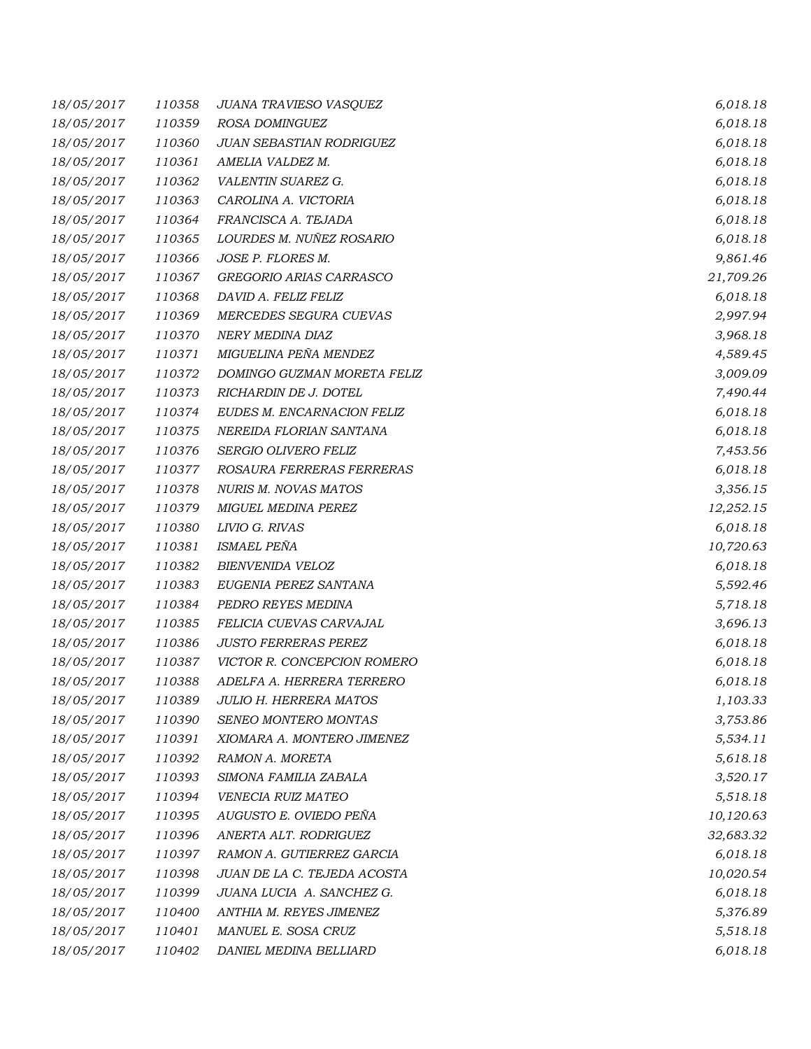| | | | |
|---|---|---|---|
| 18/05/2017 | 110358 | JUANA TRAVIESO VASQUEZ | 6,018.18 |
| 18/05/2017 | 110359 | ROSA DOMINGUEZ | 6,018.18 |
| 18/05/2017 | 110360 | JUAN SEBASTIAN RODRIGUEZ | 6,018.18 |
| 18/05/2017 | 110361 | AMELIA VALDEZ M. | 6,018.18 |
| 18/05/2017 | 110362 | VALENTIN SUAREZ G. | 6,018.18 |
| 18/05/2017 | 110363 | CAROLINA A. VICTORIA | 6,018.18 |
| 18/05/2017 | 110364 | FRANCISCA A. TEJADA | 6,018.18 |
| 18/05/2017 | 110365 | LOURDES M. NUÑEZ ROSARIO | 6,018.18 |
| 18/05/2017 | 110366 | JOSE P. FLORES M. | 9,861.46 |
| 18/05/2017 | 110367 | GREGORIO ARIAS CARRASCO | 21,709.26 |
| 18/05/2017 | 110368 | DAVID A. FELIZ FELIZ | 6,018.18 |
| 18/05/2017 | 110369 | MERCEDES SEGURA CUEVAS | 2,997.94 |
| 18/05/2017 | 110370 | NERY MEDINA DIAZ | 3,968.18 |
| 18/05/2017 | 110371 | MIGUELINA PEÑA MENDEZ | 4,589.45 |
| 18/05/2017 | 110372 | DOMINGO GUZMAN MORETA FELIZ | 3,009.09 |
| 18/05/2017 | 110373 | RICHARDIN DE J. DOTEL | 7,490.44 |
| 18/05/2017 | 110374 | EUDES M. ENCARNACION FELIZ | 6,018.18 |
| 18/05/2017 | 110375 | NEREIDA FLORIAN SANTANA | 6,018.18 |
| 18/05/2017 | 110376 | SERGIO OLIVERO FELIZ | 7,453.56 |
| 18/05/2017 | 110377 | ROSAURA FERRERAS FERRERAS | 6,018.18 |
| 18/05/2017 | 110378 | NURIS M. NOVAS MATOS | 3,356.15 |
| 18/05/2017 | 110379 | MIGUEL MEDINA PEREZ | 12,252.15 |
| 18/05/2017 | 110380 | LIVIO G. RIVAS | 6,018.18 |
| 18/05/2017 | 110381 | ISMAEL PEÑA | 10,720.63 |
| 18/05/2017 | 110382 | BIENVENIDA VELOZ | 6,018.18 |
| 18/05/2017 | 110383 | EUGENIA PEREZ SANTANA | 5,592.46 |
| 18/05/2017 | 110384 | PEDRO REYES MEDINA | 5,718.18 |
| 18/05/2017 | 110385 | FELICIA CUEVAS CARVAJAL | 3,696.13 |
| 18/05/2017 | 110386 | JUSTO FERRERAS PEREZ | 6,018.18 |
| 18/05/2017 | 110387 | VICTOR R. CONCEPCION ROMERO | 6,018.18 |
| 18/05/2017 | 110388 | ADELFA A. HERRERA TERRERO | 6,018.18 |
| 18/05/2017 | 110389 | JULIO H. HERRERA MATOS | 1,103.33 |
| 18/05/2017 | 110390 | SENEO MONTERO MONTAS | 3,753.86 |
| 18/05/2017 | 110391 | XIOMARA A. MONTERO JIMENEZ | 5,534.11 |
| 18/05/2017 | 110392 | RAMON A. MORETA | 5,618.18 |
| 18/05/2017 | 110393 | SIMONA FAMILIA ZABALA | 3,520.17 |
| 18/05/2017 | 110394 | VENECIA RUIZ MATEO | 5,518.18 |
| 18/05/2017 | 110395 | AUGUSTO E. OVIEDO PEÑA | 10,120.63 |
| 18/05/2017 | 110396 | ANERTA ALT. RODRIGUEZ | 32,683.32 |
| 18/05/2017 | 110397 | RAMON A. GUTIERREZ GARCIA | 6,018.18 |
| 18/05/2017 | 110398 | JUAN DE LA C. TEJEDA ACOSTA | 10,020.54 |
| 18/05/2017 | 110399 | JUANA LUCIA A. SANCHEZ G. | 6,018.18 |
| 18/05/2017 | 110400 | ANTHIA M. REYES JIMENEZ | 5,376.89 |
| 18/05/2017 | 110401 | MANUEL E. SOSA CRUZ | 5,518.18 |
| 18/05/2017 | 110402 | DANIEL MEDINA BELLIARD | 6,018.18 |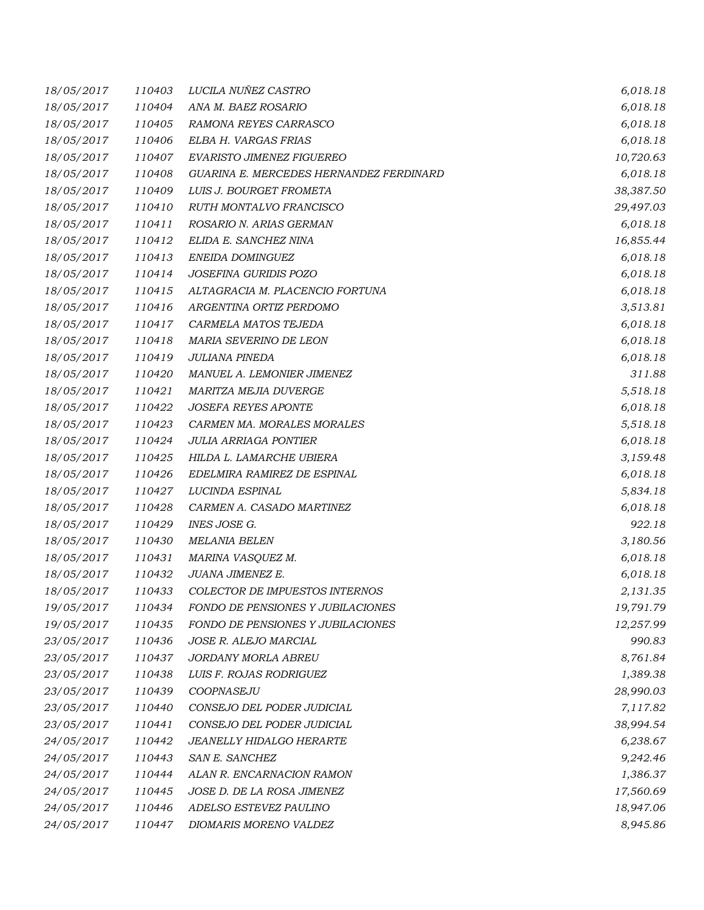| | | | |
|---|---|---|---|
| 18/05/2017 | 110403 | LUCILA NUÑEZ CASTRO | 6,018.18 |
| 18/05/2017 | 110404 | ANA M. BAEZ ROSARIO | 6,018.18 |
| 18/05/2017 | 110405 | RAMONA REYES CARRASCO | 6,018.18 |
| 18/05/2017 | 110406 | ELBA H. VARGAS FRIAS | 6,018.18 |
| 18/05/2017 | 110407 | EVARISTO JIMENEZ FIGUEREO | 10,720.63 |
| 18/05/2017 | 110408 | GUARINA E. MERCEDES HERNANDEZ FERDINARD | 6,018.18 |
| 18/05/2017 | 110409 | LUIS J. BOURGET FROMETA | 38,387.50 |
| 18/05/2017 | 110410 | RUTH MONTALVO FRANCISCO | 29,497.03 |
| 18/05/2017 | 110411 | ROSARIO N. ARIAS GERMAN | 6,018.18 |
| 18/05/2017 | 110412 | ELIDA E. SANCHEZ NINA | 16,855.44 |
| 18/05/2017 | 110413 | ENEIDA DOMINGUEZ | 6,018.18 |
| 18/05/2017 | 110414 | JOSEFINA GURIDIS POZO | 6,018.18 |
| 18/05/2017 | 110415 | ALTAGRACIA M. PLACENCIO FORTUNA | 6,018.18 |
| 18/05/2017 | 110416 | ARGENTINA ORTIZ PERDOMO | 3,513.81 |
| 18/05/2017 | 110417 | CARMELA MATOS TEJEDA | 6,018.18 |
| 18/05/2017 | 110418 | MARIA SEVERINO DE LEON | 6,018.18 |
| 18/05/2017 | 110419 | JULIANA PINEDA | 6,018.18 |
| 18/05/2017 | 110420 | MANUEL A. LEMONIER JIMENEZ | 311.88 |
| 18/05/2017 | 110421 | MARITZA MEJIA DUVERGE | 5,518.18 |
| 18/05/2017 | 110422 | JOSEFA REYES APONTE | 6,018.18 |
| 18/05/2017 | 110423 | CARMEN MA. MORALES MORALES | 5,518.18 |
| 18/05/2017 | 110424 | JULIA ARRIAGA PONTIER | 6,018.18 |
| 18/05/2017 | 110425 | HILDA L. LAMARCHE UBIERA | 3,159.48 |
| 18/05/2017 | 110426 | EDELMIRA RAMIREZ DE ESPINAL | 6,018.18 |
| 18/05/2017 | 110427 | LUCINDA ESPINAL | 5,834.18 |
| 18/05/2017 | 110428 | CARMEN A. CASADO MARTINEZ | 6,018.18 |
| 18/05/2017 | 110429 | INES JOSE G. | 922.18 |
| 18/05/2017 | 110430 | MELANIA BELEN | 3,180.56 |
| 18/05/2017 | 110431 | MARINA VASQUEZ M. | 6,018.18 |
| 18/05/2017 | 110432 | JUANA JIMENEZ E. | 6,018.18 |
| 18/05/2017 | 110433 | COLECTOR DE IMPUESTOS INTERNOS | 2,131.35 |
| 19/05/2017 | 110434 | FONDO DE PENSIONES Y JUBILACIONES | 19,791.79 |
| 19/05/2017 | 110435 | FONDO DE PENSIONES Y JUBILACIONES | 12,257.99 |
| 23/05/2017 | 110436 | JOSE R. ALEJO MARCIAL | 990.83 |
| 23/05/2017 | 110437 | JORDANY MORLA ABREU | 8,761.84 |
| 23/05/2017 | 110438 | LUIS F. ROJAS RODRIGUEZ | 1,389.38 |
| 23/05/2017 | 110439 | COOPNASEJU | 28,990.03 |
| 23/05/2017 | 110440 | CONSEJO DEL PODER JUDICIAL | 7,117.82 |
| 23/05/2017 | 110441 | CONSEJO DEL PODER JUDICIAL | 38,994.54 |
| 24/05/2017 | 110442 | JEANELLY HIDALGO HERARTE | 6,238.67 |
| 24/05/2017 | 110443 | SAN E. SANCHEZ | 9,242.46 |
| 24/05/2017 | 110444 | ALAN R. ENCARNACION RAMON | 1,386.37 |
| 24/05/2017 | 110445 | JOSE D. DE LA ROSA JIMENEZ | 17,560.69 |
| 24/05/2017 | 110446 | ADELSO ESTEVEZ PAULINO | 18,947.06 |
| 24/05/2017 | 110447 | DIOMARIS MORENO VALDEZ | 8,945.86 |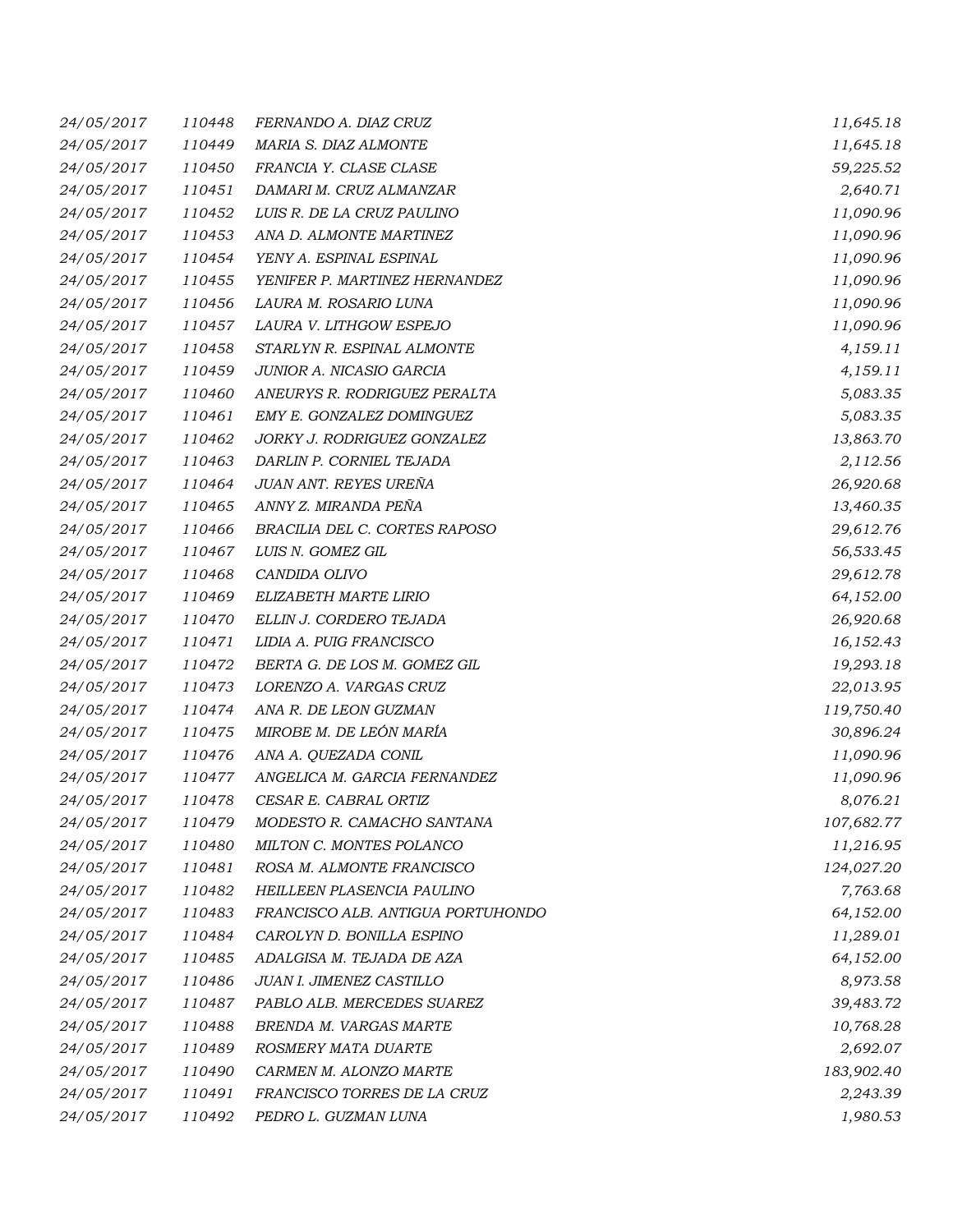| | | | |
|---|---|---|---|
| 24/05/2017 | 110448 | FERNANDO A. DIAZ CRUZ | 11,645.18 |
| 24/05/2017 | 110449 | MARIA S. DIAZ ALMONTE | 11,645.18 |
| 24/05/2017 | 110450 | FRANCIA Y. CLASE CLASE | 59,225.52 |
| 24/05/2017 | 110451 | DAMARI M. CRUZ ALMANZAR | 2,640.71 |
| 24/05/2017 | 110452 | LUIS R. DE LA CRUZ PAULINO | 11,090.96 |
| 24/05/2017 | 110453 | ANA D. ALMONTE MARTINEZ | 11,090.96 |
| 24/05/2017 | 110454 | YENY A. ESPINAL ESPINAL | 11,090.96 |
| 24/05/2017 | 110455 | YENIFER P. MARTINEZ HERNANDEZ | 11,090.96 |
| 24/05/2017 | 110456 | LAURA M. ROSARIO LUNA | 11,090.96 |
| 24/05/2017 | 110457 | LAURA V. LITHGOW ESPEJO | 11,090.96 |
| 24/05/2017 | 110458 | STARLYN R. ESPINAL ALMONTE | 4,159.11 |
| 24/05/2017 | 110459 | JUNIOR A. NICASIO GARCIA | 4,159.11 |
| 24/05/2017 | 110460 | ANEURYS R. RODRIGUEZ PERALTA | 5,083.35 |
| 24/05/2017 | 110461 | EMY E. GONZALEZ DOMINGUEZ | 5,083.35 |
| 24/05/2017 | 110462 | JORKY J. RODRIGUEZ GONZALEZ | 13,863.70 |
| 24/05/2017 | 110463 | DARLIN P. CORNIEL TEJADA | 2,112.56 |
| 24/05/2017 | 110464 | JUAN ANT. REYES UREÑA | 26,920.68 |
| 24/05/2017 | 110465 | ANNY Z. MIRANDA PEÑA | 13,460.35 |
| 24/05/2017 | 110466 | BRACILIA DEL C. CORTES RAPOSO | 29,612.76 |
| 24/05/2017 | 110467 | LUIS N. GOMEZ GIL | 56,533.45 |
| 24/05/2017 | 110468 | CANDIDA OLIVO | 29,612.78 |
| 24/05/2017 | 110469 | ELIZABETH MARTE LIRIO | 64,152.00 |
| 24/05/2017 | 110470 | ELLIN J. CORDERO TEJADA | 26,920.68 |
| 24/05/2017 | 110471 | LIDIA A. PUIG FRANCISCO | 16,152.43 |
| 24/05/2017 | 110472 | BERTA G. DE LOS M. GOMEZ GIL | 19,293.18 |
| 24/05/2017 | 110473 | LORENZO A. VARGAS CRUZ | 22,013.95 |
| 24/05/2017 | 110474 | ANA R. DE LEON GUZMAN | 119,750.40 |
| 24/05/2017 | 110475 | MIROBE M. DE LEÓN MARÍA | 30,896.24 |
| 24/05/2017 | 110476 | ANA A. QUEZADA CONIL | 11,090.96 |
| 24/05/2017 | 110477 | ANGELICA M. GARCIA FERNANDEZ | 11,090.96 |
| 24/05/2017 | 110478 | CESAR E. CABRAL ORTIZ | 8,076.21 |
| 24/05/2017 | 110479 | MODESTO R. CAMACHO SANTANA | 107,682.77 |
| 24/05/2017 | 110480 | MILTON C. MONTES POLANCO | 11,216.95 |
| 24/05/2017 | 110481 | ROSA M. ALMONTE FRANCISCO | 124,027.20 |
| 24/05/2017 | 110482 | HEILLEEN PLASENCIA PAULINO | 7,763.68 |
| 24/05/2017 | 110483 | FRANCISCO ALB. ANTIGUA PORTUHONDO | 64,152.00 |
| 24/05/2017 | 110484 | CAROLYN D. BONILLA ESPINO | 11,289.01 |
| 24/05/2017 | 110485 | ADALGISA M. TEJADA DE AZA | 64,152.00 |
| 24/05/2017 | 110486 | JUAN I. JIMENEZ CASTILLO | 8,973.58 |
| 24/05/2017 | 110487 | PABLO ALB. MERCEDES SUAREZ | 39,483.72 |
| 24/05/2017 | 110488 | BRENDA M. VARGAS MARTE | 10,768.28 |
| 24/05/2017 | 110489 | ROSMERY MATA DUARTE | 2,692.07 |
| 24/05/2017 | 110490 | CARMEN M. ALONZO MARTE | 183,902.40 |
| 24/05/2017 | 110491 | FRANCISCO TORRES DE LA CRUZ | 2,243.39 |
| 24/05/2017 | 110492 | PEDRO L. GUZMAN LUNA | 1,980.53 |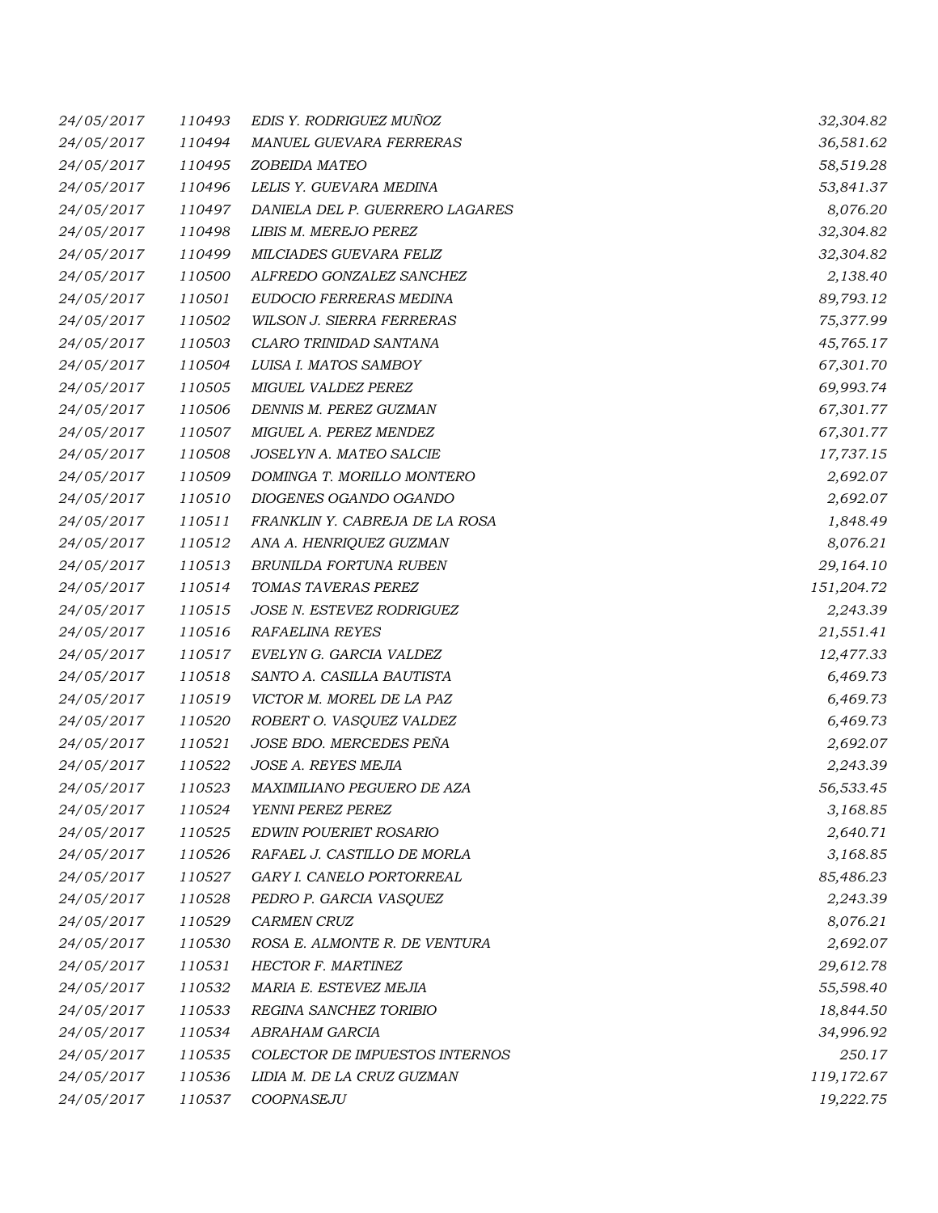| | | | |
|---|---|---|---|
| 24/05/2017 | 110493 | EDIS Y. RODRIGUEZ MUÑOZ | 32,304.82 |
| 24/05/2017 | 110494 | MANUEL GUEVARA FERRERAS | 36,581.62 |
| 24/05/2017 | 110495 | ZOBEIDA MATEO | 58,519.28 |
| 24/05/2017 | 110496 | LELIS Y. GUEVARA MEDINA | 53,841.37 |
| 24/05/2017 | 110497 | DANIELA DEL P. GUERRERO LAGARES | 8,076.20 |
| 24/05/2017 | 110498 | LIBIS M. MEREJO PEREZ | 32,304.82 |
| 24/05/2017 | 110499 | MILCIADES GUEVARA FELIZ | 32,304.82 |
| 24/05/2017 | 110500 | ALFREDO GONZALEZ SANCHEZ | 2,138.40 |
| 24/05/2017 | 110501 | EUDOCIO FERRERAS MEDINA | 89,793.12 |
| 24/05/2017 | 110502 | WILSON J. SIERRA FERRERAS | 75,377.99 |
| 24/05/2017 | 110503 | CLARO TRINIDAD SANTANA | 45,765.17 |
| 24/05/2017 | 110504 | LUISA I. MATOS SAMBOY | 67,301.70 |
| 24/05/2017 | 110505 | MIGUEL VALDEZ PEREZ | 69,993.74 |
| 24/05/2017 | 110506 | DENNIS M. PEREZ GUZMAN | 67,301.77 |
| 24/05/2017 | 110507 | MIGUEL A. PEREZ MENDEZ | 67,301.77 |
| 24/05/2017 | 110508 | JOSELYN A. MATEO SALCIE | 17,737.15 |
| 24/05/2017 | 110509 | DOMINGA T. MORILLO MONTERO | 2,692.07 |
| 24/05/2017 | 110510 | DIOGENES OGANDO OGANDO | 2,692.07 |
| 24/05/2017 | 110511 | FRANKLIN Y. CABREJA DE LA ROSA | 1,848.49 |
| 24/05/2017 | 110512 | ANA A. HENRIQUEZ GUZMAN | 8,076.21 |
| 24/05/2017 | 110513 | BRUNILDA FORTUNA RUBEN | 29,164.10 |
| 24/05/2017 | 110514 | TOMAS TAVERAS PEREZ | 151,204.72 |
| 24/05/2017 | 110515 | JOSE N. ESTEVEZ RODRIGUEZ | 2,243.39 |
| 24/05/2017 | 110516 | RAFAELINA REYES | 21,551.41 |
| 24/05/2017 | 110517 | EVELYN G. GARCIA VALDEZ | 12,477.33 |
| 24/05/2017 | 110518 | SANTO A. CASILLA BAUTISTA | 6,469.73 |
| 24/05/2017 | 110519 | VICTOR M. MOREL DE LA PAZ | 6,469.73 |
| 24/05/2017 | 110520 | ROBERT O. VASQUEZ VALDEZ | 6,469.73 |
| 24/05/2017 | 110521 | JOSE BDO. MERCEDES PEÑA | 2,692.07 |
| 24/05/2017 | 110522 | JOSE A. REYES MEJIA | 2,243.39 |
| 24/05/2017 | 110523 | MAXIMILIANO PEGUERO DE AZA | 56,533.45 |
| 24/05/2017 | 110524 | YENNI PEREZ PEREZ | 3,168.85 |
| 24/05/2017 | 110525 | EDWIN POUERIET ROSARIO | 2,640.71 |
| 24/05/2017 | 110526 | RAFAEL J. CASTILLO DE MORLA | 3,168.85 |
| 24/05/2017 | 110527 | GARY I. CANELO PORTORREAL | 85,486.23 |
| 24/05/2017 | 110528 | PEDRO P. GARCIA VASQUEZ | 2,243.39 |
| 24/05/2017 | 110529 | CARMEN CRUZ | 8,076.21 |
| 24/05/2017 | 110530 | ROSA E. ALMONTE R. DE VENTURA | 2,692.07 |
| 24/05/2017 | 110531 | HECTOR F. MARTINEZ | 29,612.78 |
| 24/05/2017 | 110532 | MARIA E. ESTEVEZ MEJIA | 55,598.40 |
| 24/05/2017 | 110533 | REGINA SANCHEZ TORIBIO | 18,844.50 |
| 24/05/2017 | 110534 | ABRAHAM GARCIA | 34,996.92 |
| 24/05/2017 | 110535 | COLECTOR DE IMPUESTOS INTERNOS | 250.17 |
| 24/05/2017 | 110536 | LIDIA M. DE LA CRUZ GUZMAN | 119,172.67 |
| 24/05/2017 | 110537 | COOPNASEJU | 19,222.75 |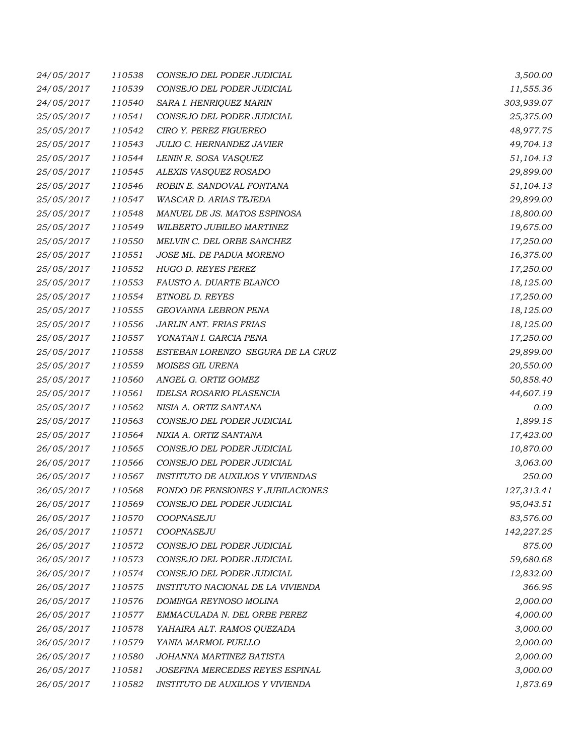| | | | |
|---|---|---|---|
| 24/05/2017 | 110538 | CONSEJO DEL PODER JUDICIAL | 3,500.00 |
| 24/05/2017 | 110539 | CONSEJO DEL PODER JUDICIAL | 11,555.36 |
| 24/05/2017 | 110540 | SARA I. HENRIQUEZ MARIN | 303,939.07 |
| 25/05/2017 | 110541 | CONSEJO DEL PODER JUDICIAL | 25,375.00 |
| 25/05/2017 | 110542 | CIRO Y. PEREZ FIGUEREO | 48,977.75 |
| 25/05/2017 | 110543 | JULIO C. HERNANDEZ JAVIER | 49,704.13 |
| 25/05/2017 | 110544 | LENIN R. SOSA VASQUEZ | 51,104.13 |
| 25/05/2017 | 110545 | ALEXIS VASQUEZ ROSADO | 29,899.00 |
| 25/05/2017 | 110546 | ROBIN E. SANDOVAL FONTANA | 51,104.13 |
| 25/05/2017 | 110547 | WASCAR D. ARIAS TEJEDA | 29,899.00 |
| 25/05/2017 | 110548 | MANUEL DE JS. MATOS ESPINOSA | 18,800.00 |
| 25/05/2017 | 110549 | WILBERTO JUBILEO MARTINEZ | 19,675.00 |
| 25/05/2017 | 110550 | MELVIN C. DEL ORBE SANCHEZ | 17,250.00 |
| 25/05/2017 | 110551 | JOSE ML. DE PADUA MORENO | 16,375.00 |
| 25/05/2017 | 110552 | HUGO D. REYES PEREZ | 17,250.00 |
| 25/05/2017 | 110553 | FAUSTO A. DUARTE BLANCO | 18,125.00 |
| 25/05/2017 | 110554 | ETNOEL D. REYES | 17,250.00 |
| 25/05/2017 | 110555 | GEOVANNA LEBRON PENA | 18,125.00 |
| 25/05/2017 | 110556 | JARLIN ANT. FRIAS FRIAS | 18,125.00 |
| 25/05/2017 | 110557 | YONATAN I. GARCIA PENA | 17,250.00 |
| 25/05/2017 | 110558 | ESTEBAN LORENZO SEGURA DE LA CRUZ | 29,899.00 |
| 25/05/2017 | 110559 | MOISES GIL URENA | 20,550.00 |
| 25/05/2017 | 110560 | ANGEL G. ORTIZ GOMEZ | 50,858.40 |
| 25/05/2017 | 110561 | IDELSA ROSARIO PLASENCIA | 44,607.19 |
| 25/05/2017 | 110562 | NISIA A. ORTIZ SANTANA | 0.00 |
| 25/05/2017 | 110563 | CONSEJO DEL PODER JUDICIAL | 1,899.15 |
| 25/05/2017 | 110564 | NIXIA A. ORTIZ SANTANA | 17,423.00 |
| 26/05/2017 | 110565 | CONSEJO DEL PODER JUDICIAL | 10,870.00 |
| 26/05/2017 | 110566 | CONSEJO DEL PODER JUDICIAL | 3,063.00 |
| 26/05/2017 | 110567 | INSTITUTO DE AUXILIOS Y VIVIENDAS | 250.00 |
| 26/05/2017 | 110568 | FONDO DE PENSIONES Y JUBILACIONES | 127,313.41 |
| 26/05/2017 | 110569 | CONSEJO DEL PODER JUDICIAL | 95,043.51 |
| 26/05/2017 | 110570 | COOPNASEJU | 83,576.00 |
| 26/05/2017 | 110571 | COOPNASEJU | 142,227.25 |
| 26/05/2017 | 110572 | CONSEJO DEL PODER JUDICIAL | 875.00 |
| 26/05/2017 | 110573 | CONSEJO DEL PODER JUDICIAL | 59,680.68 |
| 26/05/2017 | 110574 | CONSEJO DEL PODER JUDICIAL | 12,832.00 |
| 26/05/2017 | 110575 | INSTITUTO NACIONAL DE LA VIVIENDA | 366.95 |
| 26/05/2017 | 110576 | DOMINGA REYNOSO MOLINA | 2,000.00 |
| 26/05/2017 | 110577 | EMMACULADA N. DEL ORBE PEREZ | 4,000.00 |
| 26/05/2017 | 110578 | YAHAIRA ALT. RAMOS QUEZADA | 3,000.00 |
| 26/05/2017 | 110579 | YANIA MARMOL PUELLO | 2,000.00 |
| 26/05/2017 | 110580 | JOHANNA MARTINEZ BATISTA | 2,000.00 |
| 26/05/2017 | 110581 | JOSEFINA MERCEDES REYES ESPINAL | 3,000.00 |
| 26/05/2017 | 110582 | INSTITUTO DE AUXILIOS Y VIVIENDA | 1,873.69 |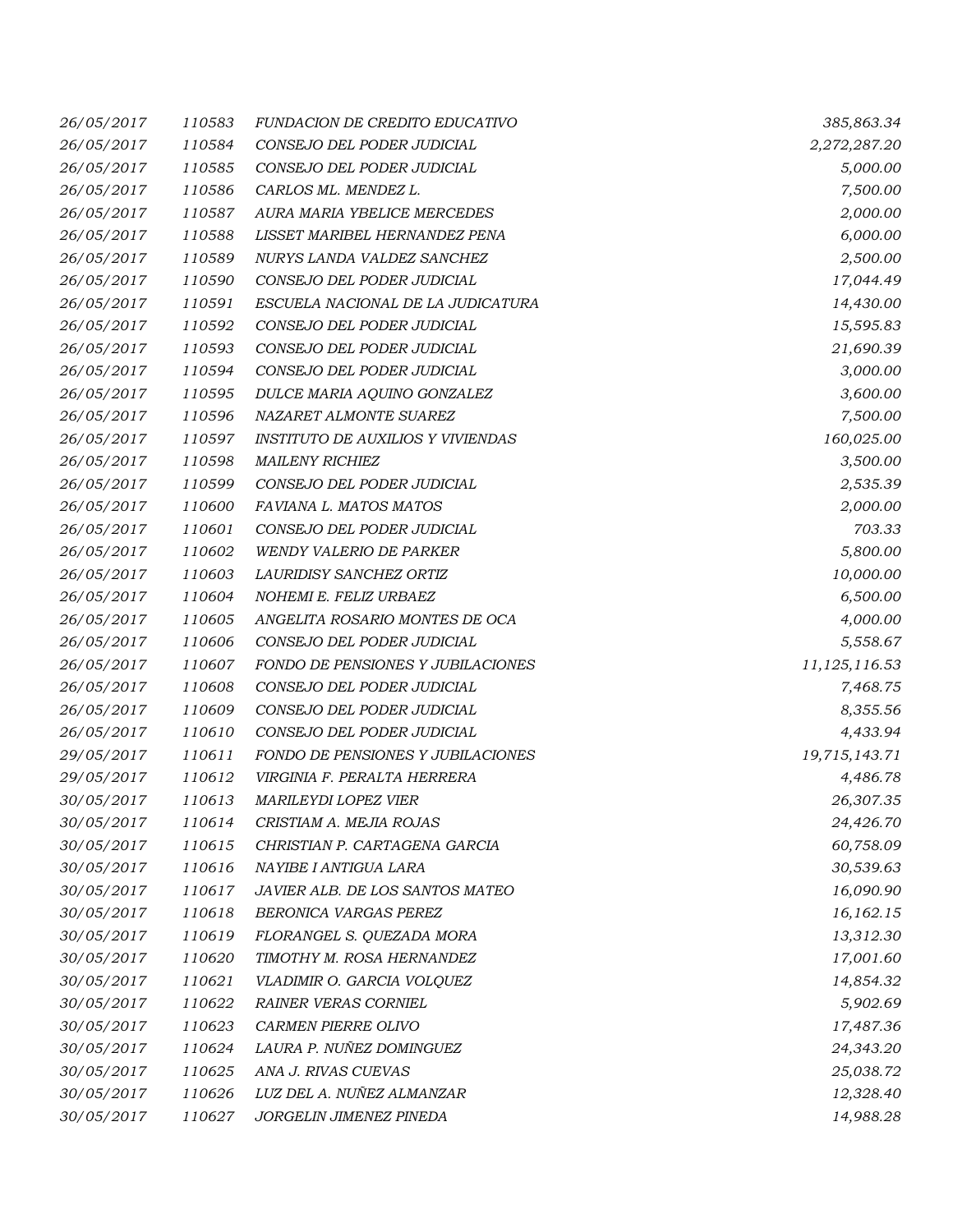| | | | |
|---|---|---|---|
| *26/05/2017* | *110583* | *FUNDACION DE CREDITO EDUCATIVO* | *385,863.34* |
| *26/05/2017* | *110584* | *CONSEJO DEL PODER JUDICIAL* | *2,272,287.20* |
| *26/05/2017* | *110585* | *CONSEJO DEL PODER JUDICIAL* | *5,000.00* |
| *26/05/2017* | *110586* | *CARLOS ML. MENDEZ L.* | *7,500.00* |
| *26/05/2017* | *110587* | *AURA MARIA YBELICE MERCEDES* | *2,000.00* |
| *26/05/2017* | *110588* | *LISSET MARIBEL HERNANDEZ PENA* | *6,000.00* |
| *26/05/2017* | *110589* | *NURYS LANDA VALDEZ SANCHEZ* | *2,500.00* |
| *26/05/2017* | *110590* | *CONSEJO DEL PODER JUDICIAL* | *17,044.49* |
| *26/05/2017* | *110591* | *ESCUELA NACIONAL DE LA JUDICATURA* | *14,430.00* |
| *26/05/2017* | *110592* | *CONSEJO DEL PODER JUDICIAL* | *15,595.83* |
| *26/05/2017* | *110593* | *CONSEJO DEL PODER JUDICIAL* | *21,690.39* |
| *26/05/2017* | *110594* | *CONSEJO DEL PODER JUDICIAL* | *3,000.00* |
| *26/05/2017* | *110595* | *DULCE MARIA AQUINO GONZALEZ* | *3,600.00* |
| *26/05/2017* | *110596* | *NAZARET ALMONTE SUAREZ* | *7,500.00* |
| *26/05/2017* | *110597* | *INSTITUTO DE AUXILIOS Y VIVIENDAS* | *160,025.00* |
| *26/05/2017* | *110598* | *MAILENY RICHIEZ* | *3,500.00* |
| *26/05/2017* | *110599* | *CONSEJO DEL PODER JUDICIAL* | *2,535.39* |
| *26/05/2017* | *110600* | *FAVIANA L. MATOS MATOS* | *2,000.00* |
| *26/05/2017* | *110601* | *CONSEJO DEL PODER JUDICIAL* | *703.33* |
| *26/05/2017* | *110602* | *WENDY VALERIO DE PARKER* | *5,800.00* |
| *26/05/2017* | *110603* | *LAURIDISY SANCHEZ ORTIZ* | *10,000.00* |
| *26/05/2017* | *110604* | *NOHEMI E. FELIZ URBAEZ* | *6,500.00* |
| *26/05/2017* | *110605* | *ANGELITA ROSARIO MONTES DE OCA* | *4,000.00* |
| *26/05/2017* | *110606* | *CONSEJO DEL PODER JUDICIAL* | *5,558.67* |
| *26/05/2017* | *110607* | *FONDO DE PENSIONES Y JUBILACIONES* | *11,125,116.53* |
| *26/05/2017* | *110608* | *CONSEJO DEL PODER JUDICIAL* | *7,468.75* |
| *26/05/2017* | *110609* | *CONSEJO DEL PODER JUDICIAL* | *8,355.56* |
| *26/05/2017* | *110610* | *CONSEJO DEL PODER JUDICIAL* | *4,433.94* |
| *29/05/2017* | *110611* | *FONDO DE PENSIONES Y JUBILACIONES* | *19,715,143.71* |
| *29/05/2017* | *110612* | *VIRGINIA F. PERALTA HERRERA* | *4,486.78* |
| *30/05/2017* | *110613* | *MARILEYDI LOPEZ VIER* | *26,307.35* |
| *30/05/2017* | *110614* | *CRISTIAM A. MEJIA ROJAS* | *24,426.70* |
| *30/05/2017* | *110615* | *CHRISTIAN P. CARTAGENA GARCIA* | *60,758.09* |
| *30/05/2017* | *110616* | *NAYIBE I ANTIGUA LARA* | *30,539.63* |
| *30/05/2017* | *110617* | *JAVIER ALB. DE LOS SANTOS MATEO* | *16,090.90* |
| *30/05/2017* | *110618* | *BERONICA VARGAS PEREZ* | *16,162.15* |
| *30/05/2017* | *110619* | *FLORANGEL S. QUEZADA MORA* | *13,312.30* |
| *30/05/2017* | *110620* | *TIMOTHY M. ROSA HERNANDEZ* | *17,001.60* |
| *30/05/2017* | *110621* | *VLADIMIR O. GARCIA VOLQUEZ* | *14,854.32* |
| *30/05/2017* | *110622* | *RAINER VERAS CORNIEL* | *5,902.69* |
| *30/05/2017* | *110623* | *CARMEN PIERRE OLIVO* | *17,487.36* |
| *30/05/2017* | *110624* | *LAURA P. NUÑEZ DOMINGUEZ* | *24,343.20* |
| *30/05/2017* | *110625* | *ANA J. RIVAS CUEVAS* | *25,038.72* |
| *30/05/2017* | *110626* | *LUZ DEL A. NUÑEZ ALMANZAR* | *12,328.40* |
| *30/05/2017* | *110627* | *JORGELIN JIMENEZ PINEDA* | *14,988.28* |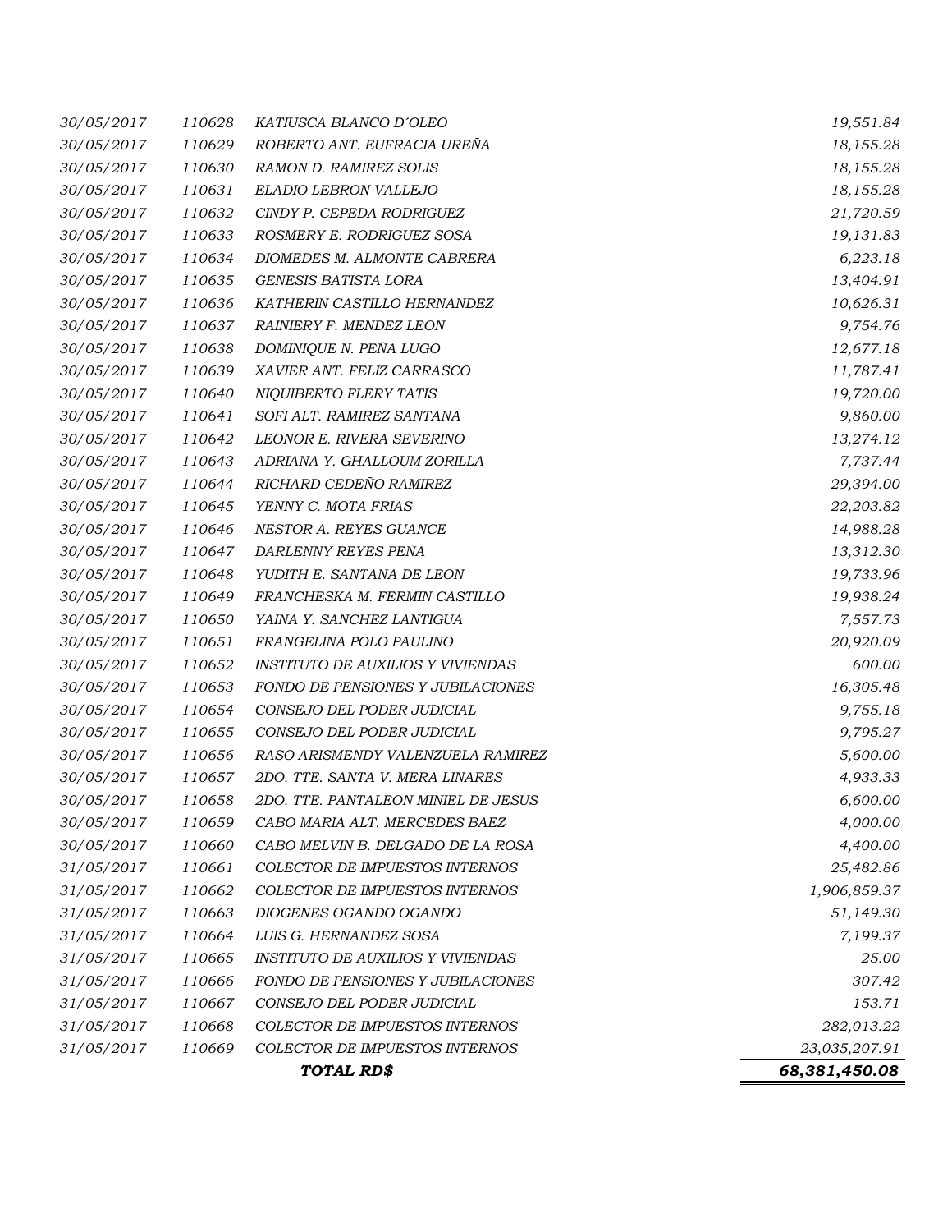| | | | |
|---|---|---|---|
| *30/05/2017* | *110628* | *KATIUSCA BLANCO D´OLEO* | *19,551.84* |
| *30/05/2017* | *110629* | *ROBERTO ANT. EUFRACIA UREÑA* | *18,155.28* |
| *30/05/2017* | *110630* | *RAMON D. RAMIREZ SOLIS* | *18,155.28* |
| *30/05/2017* | *110631* | *ELADIO LEBRON VALLEJO* | *18,155.28* |
| *30/05/2017* | *110632* | *CINDY P. CEPEDA RODRIGUEZ* | *21,720.59* |
| *30/05/2017* | *110633* | *ROSMERY E. RODRIGUEZ SOSA* | *19,131.83* |
| *30/05/2017* | *110634* | *DIOMEDES M. ALMONTE CABRERA* | *6,223.18* |
| *30/05/2017* | *110635* | *GENESIS BATISTA LORA* | *13,404.91* |
| *30/05/2017* | *110636* | *KATHERIN CASTILLO HERNANDEZ* | *10,626.31* |
| *30/05/2017* | *110637* | *RAINIERY F. MENDEZ LEON* | *9,754.76* |
| *30/05/2017* | *110638* | *DOMINIQUE N. PEÑA LUGO* | *12,677.18* |
| *30/05/2017* | *110639* | *XAVIER ANT. FELIZ CARRASCO* | *11,787.41* |
| *30/05/2017* | *110640* | *NIQUIBERTO FLERY TATIS* | *19,720.00* |
| *30/05/2017* | *110641* | *SOFI ALT. RAMIREZ SANTANA* | *9,860.00* |
| *30/05/2017* | *110642* | *LEONOR E. RIVERA SEVERINO* | *13,274.12* |
| *30/05/2017* | *110643* | *ADRIANA Y. GHALLOUM ZORILLA* | *7,737.44* |
| *30/05/2017* | *110644* | *RICHARD CEDEÑO RAMIREZ* | *29,394.00* |
| *30/05/2017* | *110645* | *YENNY C. MOTA FRIAS* | *22,203.82* |
| *30/05/2017* | *110646* | *NESTOR A. REYES GUANCE* | *14,988.28* |
| *30/05/2017* | *110647* | *DARLENNY REYES PEÑA* | *13,312.30* |
| *30/05/2017* | *110648* | *YUDITH E. SANTANA DE LEON* | *19,733.96* |
| *30/05/2017* | *110649* | *FRANCHESKA M. FERMIN CASTILLO* | *19,938.24* |
| *30/05/2017* | *110650* | *YAINA Y. SANCHEZ LANTIGUA* | *7,557.73* |
| *30/05/2017* | *110651* | *FRANGELINA POLO PAULINO* | *20,920.09* |
| *30/05/2017* | *110652* | *INSTITUTO DE AUXILIOS Y VIVIENDAS* | *600.00* |
| *30/05/2017* | *110653* | *FONDO DE PENSIONES Y JUBILACIONES* | *16,305.48* |
| *30/05/2017* | *110654* | *CONSEJO DEL PODER JUDICIAL* | *9,755.18* |
| *30/05/2017* | *110655* | *CONSEJO DEL PODER JUDICIAL* | *9,795.27* |
| *30/05/2017* | *110656* | *RASO ARISMENDY VALENZUELA RAMIREZ* | *5,600.00* |
| *30/05/2017* | *110657* | *2DO. TTE. SANTA V. MERA LINARES* | *4,933.33* |
| *30/05/2017* | *110658* | *2DO. TTE. PANTALEON MINIEL DE JESUS* | *6,600.00* |
| *30/05/2017* | *110659* | *CABO MARIA ALT. MERCEDES BAEZ* | *4,000.00* |
| *30/05/2017* | *110660* | *CABO MELVIN B. DELGADO DE LA ROSA* | *4,400.00* |
| *31/05/2017* | *110661* | *COLECTOR DE IMPUESTOS INTERNOS* | *25,482.86* |
| *31/05/2017* | *110662* | *COLECTOR DE IMPUESTOS INTERNOS* | *1,906,859.37* |
| *31/05/2017* | *110663* | *DIOGENES OGANDO OGANDO* | *51,149.30* |
| *31/05/2017* | *110664* | *LUIS G. HERNANDEZ SOSA* | *7,199.37* |
| *31/05/2017* | *110665* | *INSTITUTO DE AUXILIOS Y VIVIENDAS* | *25.00* |
| *31/05/2017* | *110666* | *FONDO DE PENSIONES Y JUBILACIONES* | *307.42* |
| *31/05/2017* | *110667* | *CONSEJO DEL PODER JUDICIAL* | *153.71* |
| *31/05/2017* | *110668* | *COLECTOR DE IMPUESTOS INTERNOS* | *282,013.22* |
| *31/05/2017* | *110669* | *COLECTOR DE IMPUESTOS INTERNOS* | *23,035,207.91* |
| | | ***TOTAL RD$*** | ***68,381,450.08*** |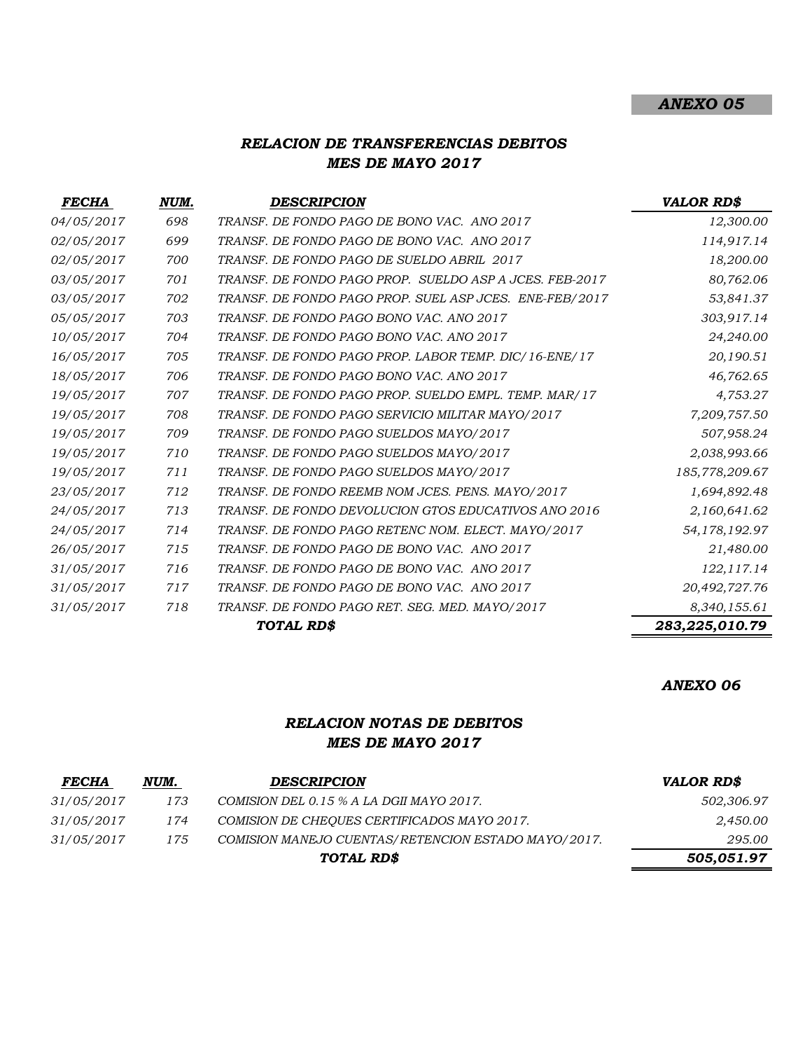***ANEXO 05***

## *RELACION DE TRANSFERENCIAS DEBITOS*
## *MES DE MAYO 2017*

| *FECHA* | *NUM.* | *DESCRIPCION* | *VALOR RD$* |
|---|---|---|---|
| *04/05/2017* | *698* | *TRANSF. DE FONDO PAGO DE BONO VAC. ANO 2017* | *12,300.00* |
| *02/05/2017* | *699* | *TRANSF. DE FONDO PAGO DE BONO VAC. ANO 2017* | *114,917.14* |
| *02/05/2017* | *700* | *TRANSF. DE FONDO PAGO DE SUELDO ABRIL 2017* | *18,200.00* |
| *03/05/2017* | *701* | *TRANSF. DE FONDO PAGO PROP. SUELDO ASP A JCES. FEB-2017* | *80,762.06* |
| *03/05/2017* | *702* | *TRANSF. DE FONDO PAGO PROP. SUEL ASP JCES. ENE-FEB/2017* | *53,841.37* |
| *05/05/2017* | *703* | *TRANSF. DE FONDO PAGO BONO VAC. ANO 2017* | *303,917.14* |
| *10/05/2017* | *704* | *TRANSF. DE FONDO PAGO BONO VAC. ANO 2017* | *24,240.00* |
| *16/05/2017* | *705* | *TRANSF. DE FONDO PAGO PROP. LABOR TEMP. DIC/16-ENE/17* | *20,190.51* |
| *18/05/2017* | *706* | *TRANSF. DE FONDO PAGO BONO VAC. ANO 2017* | *46,762.65* |
| *19/05/2017* | *707* | *TRANSF. DE FONDO PAGO PROP. SUELDO EMPL. TEMP. MAR/17* | *4,753.27* |
| *19/05/2017* | *708* | *TRANSF. DE FONDO PAGO SERVICIO MILITAR MAYO/2017* | *7,209,757.50* |
| *19/05/2017* | *709* | *TRANSF. DE FONDO PAGO SUELDOS MAYO/2017* | *507,958.24* |
| *19/05/2017* | *710* | *TRANSF. DE FONDO PAGO SUELDOS MAYO/2017* | *2,038,993.66* |
| *19/05/2017* | *711* | *TRANSF. DE FONDO PAGO SUELDOS MAYO/2017* | *185,778,209.67* |
| *23/05/2017* | *712* | *TRANSF. DE FONDO REEMB NOM JCES. PENS. MAYO/2017* | *1,694,892.48* |
| *24/05/2017* | *713* | *TRANSF. DE FONDO DEVOLUCION GTOS EDUCATIVOS ANO 2016* | *2,160,641.62* |
| *24/05/2017* | *714* | *TRANSF. DE FONDO PAGO RETENC NOM. ELECT. MAYO/2017* | *54,178,192.97* |
| *26/05/2017* | *715* | *TRANSF. DE FONDO PAGO DE BONO VAC. ANO 2017* | *21,480.00* |
| *31/05/2017* | *716* | *TRANSF. DE FONDO PAGO DE BONO VAC. ANO 2017* | *122,117.14* |
| *31/05/2017* | *717* | *TRANSF. DE FONDO PAGO DE BONO VAC. ANO 2017* | *20,492,727.76* |
| *31/05/2017* | *718* | *TRANSF. DE FONDO PAGO RET. SEG. MED. MAYO/2017* | *8,340,155.61* |
| | | ***TOTAL RD$*** | ***283,225,010.79*** |

***ANEXO 06***

## *RELACION NOTAS DE DEBITOS*
## *MES DE MAYO 2017*

| *FECHA* | *NUM.* | *DESCRIPCION* | *VALOR RD$* |
|---|---|---|---|
| *31/05/2017* | *173* | *COMISION DEL 0.15 % A LA DGII MAYO 2017.* | *502,306.97* |
| *31/05/2017* | *174* | *COMISION DE CHEQUES CERTIFICADOS MAYO 2017.* | *2,450.00* |
| *31/05/2017* | *175* | *COMISION MANEJO CUENTAS/RETENCION ESTADO MAYO/2017.* | *295.00* |
| | | ***TOTAL RD$*** | ***505,051.97*** |